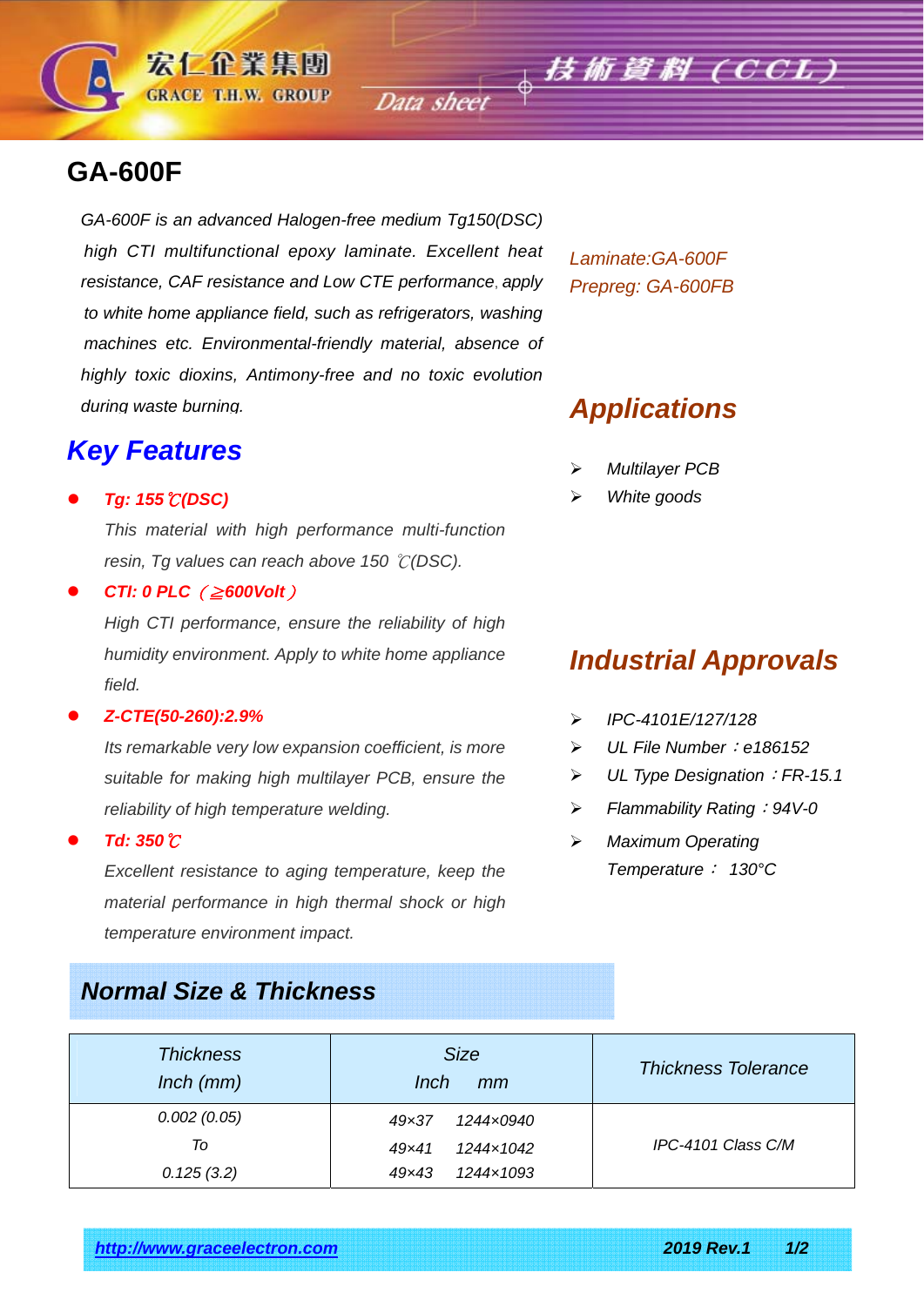宏仁企業集團
GRACE T.H.W. GROUP

Data sheet

技術資料 (CCL)

# GA-600F

*GA-600F is an advanced Halogen-free medium Tg150(DSC) high CTI multifunctional epoxy laminate. Excellent heat resistance, CAF resistance and Low CTE performance, apply to white home appliance field, such as refrigerators, washing machines etc. Environmental-friendly material, absence of highly toxic dioxins, Antimony-free and no toxic evolution during waste burning.*

*Laminate:GA-600F*
*Prepreg: GA-600FB*

## *Key Features*

- ***Tg: 155℃(DSC)***

  *This material with high performance multi-function resin, Tg values can reach above 150 ℃(DSC).*

- ***CTI: 0 PLC (≧600Volt)***

  *High CTI performance, ensure the reliability of high humidity environment. Apply to white home appliance field.*

- ***Z-CTE(50-260):2.9%***

  *Its remarkable very low expansion coefficient, is more suitable for making high multilayer PCB, ensure the reliability of high temperature welding.*

- ***Td: 350℃***

  *Excellent resistance to aging temperature, keep the material performance in high thermal shock or high temperature environment impact.*

## *Applications*

- *Multilayer PCB*
- *White goods*

## *Industrial Approvals*

- *IPC-4101E/127/128*
- *UL File Number：e186152*
- *UL Type Designation：FR-15.1*
- *Flammability Rating：94V-0*
- *Maximum Operating Temperature： 130°C*

## *Normal Size & Thickness*

| *Thickness Inch (mm)* | *Size Inch mm* | *Thickness Tolerance* |
|---|---|---|
| *0.002 (0.05) To 0.125 (3.2)* | *49×37 1244×0940*<br>*49×41 1244×1042*<br>*49×43 1244×1093* | *IPC-4101 Class C/M* |

*http://www.graceelectron.com* **2019 Rev.1**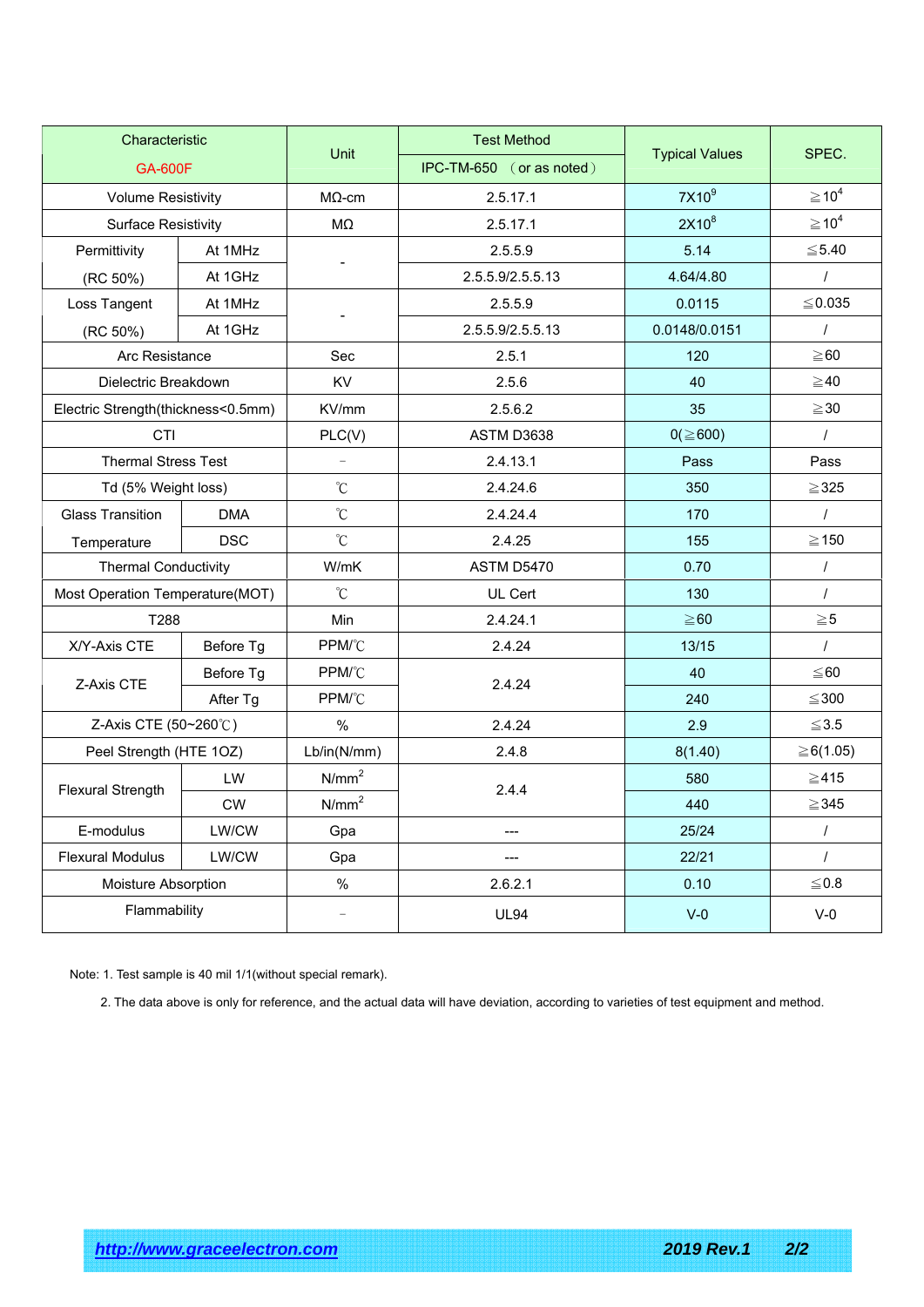| Characteristic GA-600F | | Unit | Test Method IPC-TM-650 （or as noted） | Typical Values | SPEC. |
|---|---|---|---|---|---|
| Volume Resistivity | | MΩ-cm | 2.5.17.1 | $7X10^9$ | $\geqq 10^4$ |
| Surface Resistivity | | MΩ | 2.5.17.1 | $2X10^8$ | $\geqq 10^4$ |
| Permittivity (RC 50%) | At 1MHz | - | 2.5.5.9 | 5.14 | ≦5.40 |
| | At 1GHz | | 2.5.5.9/2.5.5.13 | 4.64/4.80 | / |
| Loss Tangent (RC 50%) | At 1MHz | - | 2.5.5.9 | 0.0115 | ≦0.035 |
| | At 1GHz | | 2.5.5.9/2.5.5.13 | 0.0148/0.0151 | / |
| Arc Resistance | | Sec | 2.5.1 | 120 | ≧60 |
| Dielectric Breakdown | | KV | 2.5.6 | 40 | ≧40 |
| Electric Strength(thickness<0.5mm) | | KV/mm | 2.5.6.2 | 35 | ≧30 |
| CTI | | PLC(V) | ASTM D3638 | 0(≧600) | / |
| Thermal Stress Test | | － | 2.4.13.1 | Pass | Pass |
| Td (5% Weight loss) | | ℃ | 2.4.24.6 | 350 | ≧325 |
| Glass Transition Temperature | DMA | ℃ | 2.4.24.4 | 170 | / |
| | DSC | ℃ | 2.4.25 | 155 | ≧150 |
| Thermal Conductivity | | W/mK | ASTM D5470 | 0.70 | / |
| Most Operation Temperature(MOT) | | ℃ | UL Cert | 130 | / |
| T288 | | Min | 2.4.24.1 | ≧60 | ≧5 |
| X/Y-Axis CTE | Before Tg | PPM/℃ | 2.4.24 | 13/15 | / |
| Z-Axis CTE | Before Tg | PPM/℃ | 2.4.24 | 40 | ≦60 |
| | After Tg | PPM/℃ | | 240 | ≦300 |
| Z-Axis CTE (50~260℃) | | % | 2.4.24 | 2.9 | ≦3.5 |
| Peel Strength (HTE 1OZ) | | Lb/in(N/mm) | 2.4.8 | 8(1.40) | ≧6(1.05) |
| Flexural Strength | LW | $N/mm^2$ | 2.4.4 | 580 | ≧415 |
| | CW | $N/mm^2$ | | 440 | ≧345 |
| E-modulus | LW/CW | Gpa | --- | 25/24 | / |
| Flexural Modulus | LW/CW | Gpa | --- | 22/21 | / |
| Moisture Absorption | | % | 2.6.2.1 | 0.10 | ≦0.8 |
| Flammability | | － | UL94 | V-0 | V-0 |

Note: 1. Test sample is 40 mil 1/1(without special remark).

2. The data above is only for reference, and the actual data will have deviation, according to varieties of test equipment and method.

http://www.graceelectron.com 2019 Rev.1